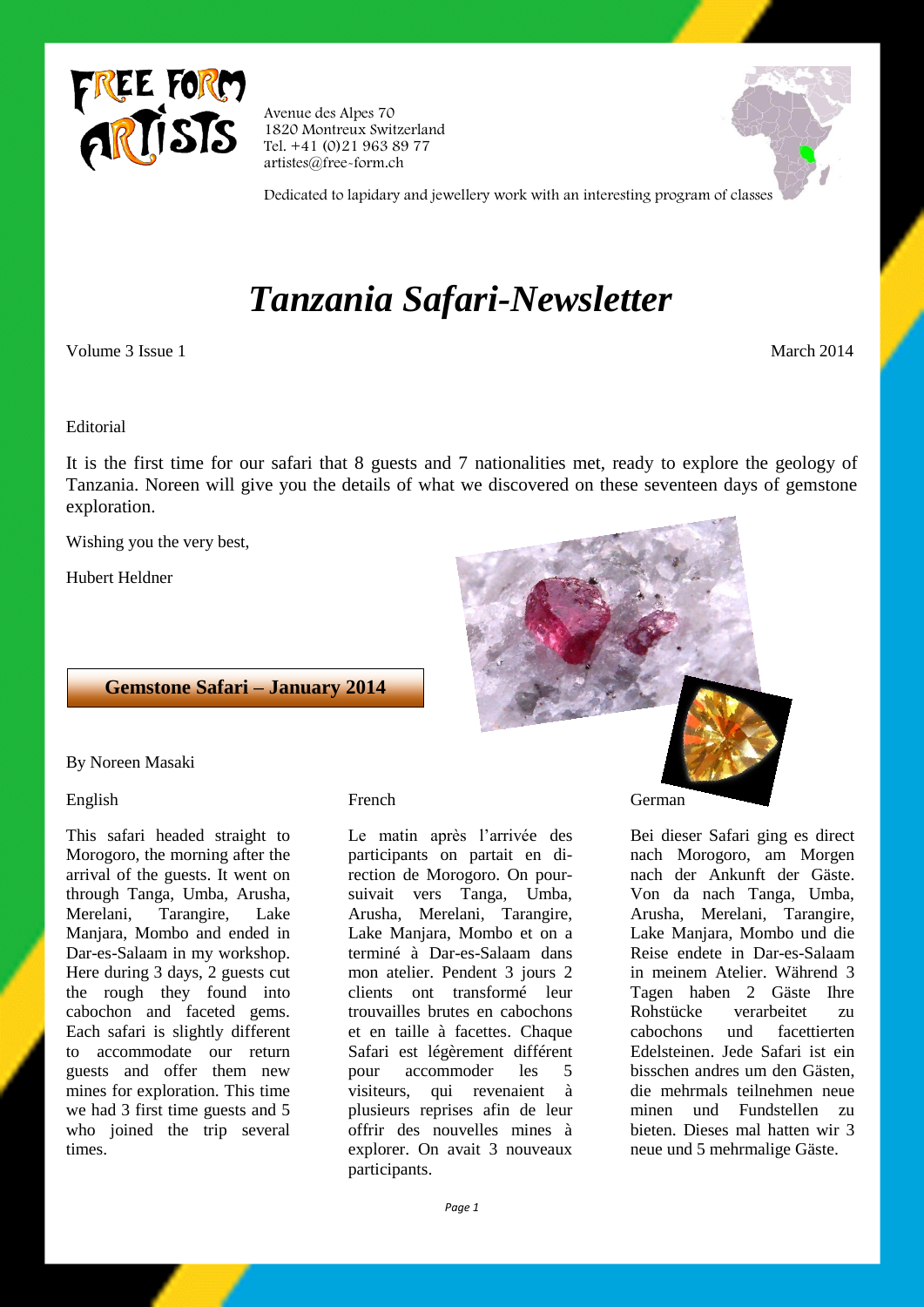FREE FORM ARTISTS

Avenue des Alpes 70
1820 Montreux Switzerland
Tel. +41 (0)21 963 89 77
artistes@free-form.ch

Dedicated to lapidary and jewellery work with an interesting program of classes

# *Tanzania Safari-Newsletter*

Volume 3 Issue 1

March 2014

Editorial

It is the first time for our safari that 8 guests and 7 nationalities met, ready to explore the geology of Tanzania. Noreen will give you the details of what we discovered on these seventeen days of gemstone exploration.

Wishing you the very best,

Hubert Heldner

## Gemstone Safari – January 2014

By Noreen Masaki

English

This safari headed straight to Morogoro, the morning after the arrival of the guests. It went on through Tanga, Umba, Arusha, Merelani, Tarangire, Lake Manjara, Mombo and ended in Dar-es-Salaam in my workshop. Here during 3 days, 2 guests cut the rough they found into cabochon and faceted gems. Each safari is slightly different to accommodate our return guests and offer them new mines for exploration. This time we had 3 first time guests and 5 who joined the trip several times.

French

Le matin après l'arrivée des participants on partait en direction de Morogoro. On poursuivait vers Tanga, Umba, Arusha, Merelani, Tarangire, Lake Manjara, Mombo et on a terminé à Dar-es-Salaam dans mon atelier. Pendent 3 jours 2 clients ont transformé leur trouvailles brutes en cabochons et en taille à facettes. Chaque Safari est légèrement différent pour accommoder les 5 visiteurs, qui revenaient à plusieurs reprises afin de leur offrir des nouvelles mines à explorer. On avait 3 nouveaux participants.

German

Bei dieser Safari ging es direct nach Morogoro, am Morgen nach der Ankunft der Gäste. Von da nach Tanga, Umba, Arusha, Merelani, Tarangire, Lake Manjara, Mombo und die Reise endete in Dar-es-Salaam in meinem Atelier. Während 3 Tagen haben 2 Gäste Ihre Rohstücke verarbeitet zu cabochons und facettierten Edelsteinen. Jede Safari ist ein bisschen andres um den Gästen, die mehrmals teilnehmen neue minen und Fundstellen zu bieten. Dieses mal hatten wir 3 neue und 5 mehrmalige Gäste.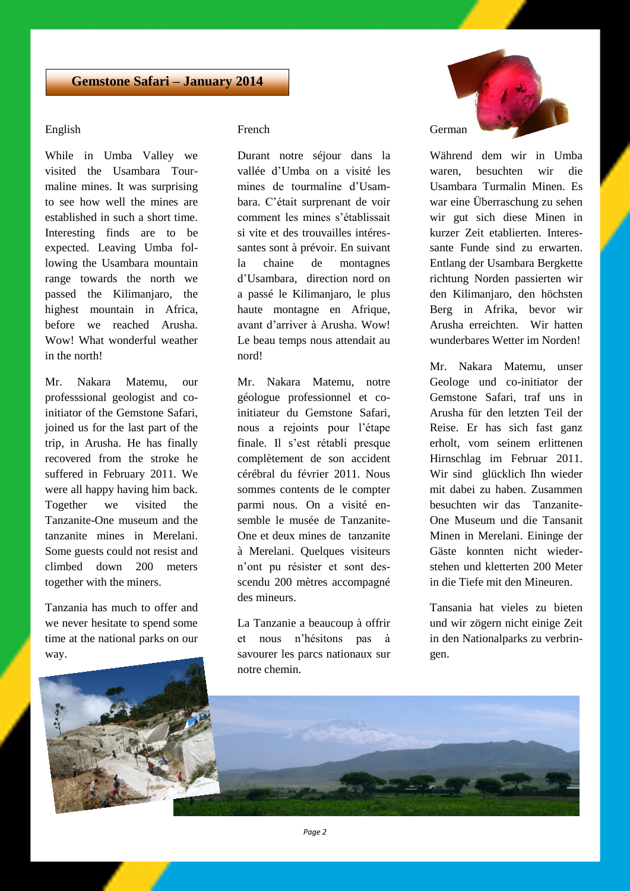## Gemstone Safari – January 2014

### English

While in Umba Valley we visited the Usambara Tourmaline mines. It was surprising to see how well the mines are established in such a short time. Interesting finds are to be expected. Leaving Umba following the Usambara mountain range towards the north we passed the Kilimanjaro, the highest mountain in Africa, before we reached Arusha. Wow! What wonderful weather in the north!

Mr. Nakara Matemu, our professsional geologist and co-initiator of the Gemstone Safari, joined us for the last part of the trip, in Arusha. He has finally recovered from the stroke he suffered in February 2011. We were all happy having him back. Together we visited the Tanzanite-One museum and the tanzanite mines in Merelani. Some guests could not resist and climbed down 200 meters together with the miners.

Tanzania has much to offer and we never hesitate to spend some time at the national parks on our way.

### French

Durant notre séjour dans la vallée d'Umba on a visité les mines de tourmaline d'Usambara. C'était surprenant de voir comment les mines s'établissait si vite et des trouvailles intéressantes sont à prévoir. En suivant la chaine de montagnes d'Usambara, direction nord on a passé le Kilimanjaro, le plus haute montagne en Afrique, avant d'arriver à Arusha. Wow! Le beau temps nous attendait au nord!

Mr. Nakara Matemu, notre géologue professionnel et co-initiateur du Gemstone Safari, nous a rejoints pour l'étape finale. Il s'est rétabli presque complètement de son accident cérébral du février 2011. Nous sommes contents de le compter parmi nous. On a visité ensemble le musée de Tanzanite-One et deux mines de tanzanite à Merelani. Quelques visiteurs n'ont pu résister et sont desscendu 200 mètres accompagné des mineurs.

La Tanzanie a beaucoup à offrir et nous n'hésitons pas à savourer les parcs nationaux sur notre chemin.

### German

Während dem wir in Umba waren, besuchten wir die Usambara Turmalin Minen. Es war eine Überraschung zu sehen wir gut sich diese Minen in kurzer Zeit etablierten. Interessante Funde sind zu erwarten. Entlang der Usambara Bergkette richtung Norden passierten wir den Kilimanjaro, den höchsten Berg in Afrika, bevor wir Arusha erreichten. Wir hatten wunderbares Wetter im Norden!

Mr. Nakara Matemu, unser Geologe und co-initiator der Gemstone Safari, traf uns in Arusha für den letzten Teil der Reise. Er has sich fast ganz erholt, vom seinem erlittenen Hirnschlag im Februar 2011. Wir sind glücklich Ihn wieder mit dabei zu haben. Zusammen besuchten wir das Tanzanite-One Museum und die Tansanit Minen in Merelani. Eininge der Gäste konnten nicht wiederstehen und kletterten 200 Meter in die Tiefe mit den Mineuren.

Tansania hat vieles zu bieten und wir zögern nicht einige Zeit in den Nationalparks zu verbringen.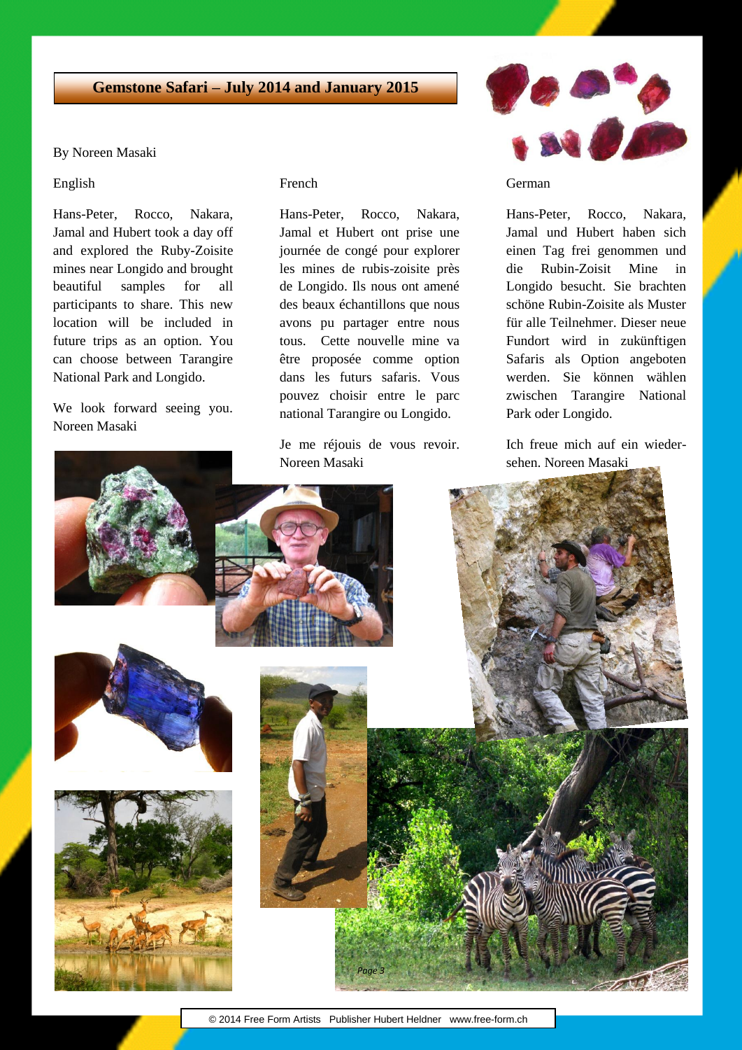## Gemstone Safari – July 2014 and January 2015

By Noreen Masaki

English

Hans-Peter, Rocco, Nakara, Jamal and Hubert took a day off and explored the Ruby-Zoisite mines near Longido and brought beautiful samples for all participants to share. This new location will be included in future trips as an option. You can choose between Tarangire National Park and Longido.

We look forward seeing you. Noreen Masaki

French

Hans-Peter, Rocco, Nakara, Jamal et Hubert ont prise une journée de congé pour explorer les mines de rubis-zoisite près de Longido. Ils nous ont amené des beaux échantillons que nous avons pu partager entre nous tous. Cette nouvelle mine va être proposée comme option dans les futurs safaris. Vous pouvez choisir entre le parc national Tarangire ou Longido.

Je me réjouis de vous revoir. Noreen Masaki

German

Hans-Peter, Rocco, Nakara, Jamal und Hubert haben sich einen Tag frei genommen und die Rubin-Zoisit Mine in Longido besucht. Sie brachten schöne Rubin-Zoisite als Muster für alle Teilnehmer. Dieser neue Fundort wird in zukünftigen Safaris als Option angeboten werden. Sie können wählen zwischen Tarangire National Park oder Longido.

Ich freue mich auf ein wieder-sehen. Noreen Masaki

© 2014 Free Form Artists Publisher Hubert Heldner www.free-form.ch